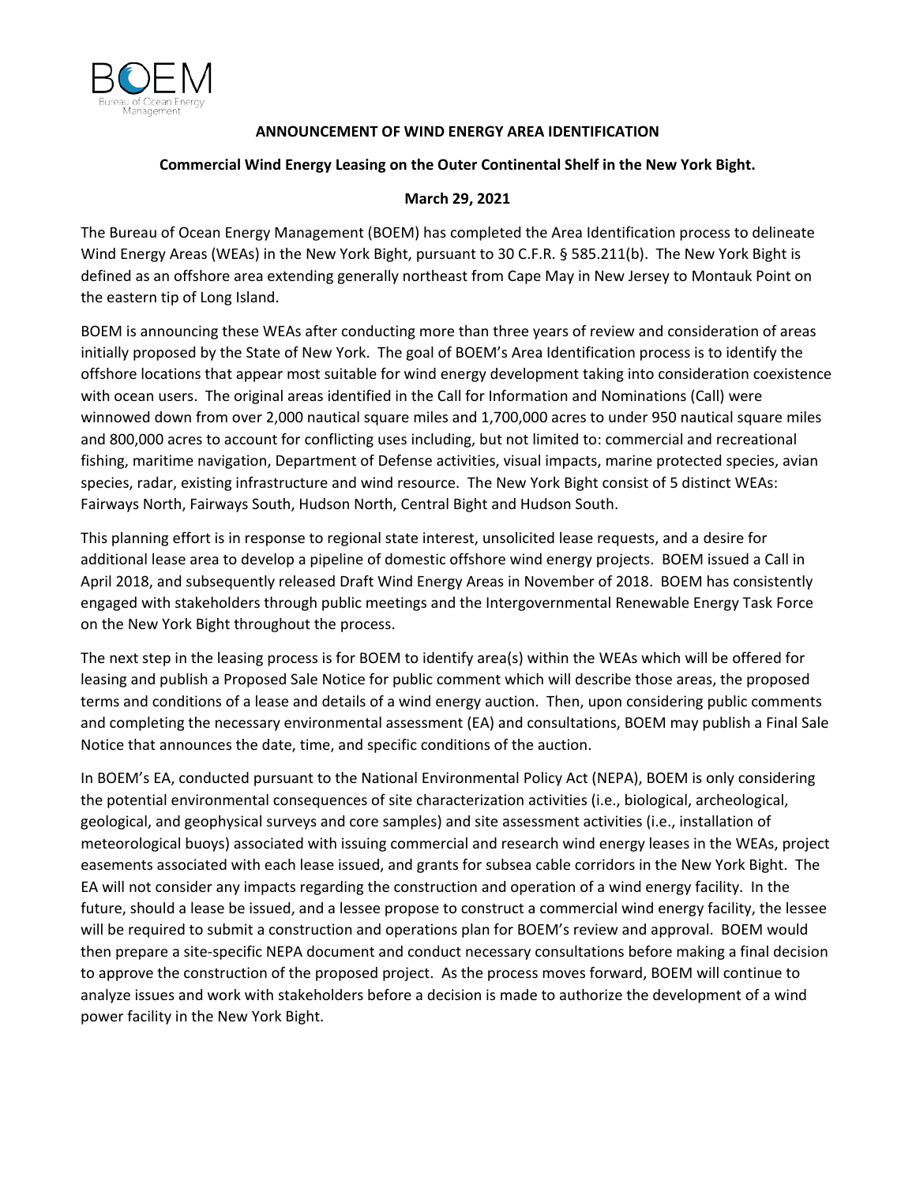# ANNOUNCEMENT OF WIND ENERGY AREA IDENTIFICATION

## Commercial Wind Energy Leasing on the Outer Continental Shelf in the New York Bight.

**March 29, 2021**

The Bureau of Ocean Energy Management (BOEM) has completed the Area Identification process to delineate Wind Energy Areas (WEAs) in the New York Bight, pursuant to 30 C.F.R. § 585.211(b). The New York Bight is defined as an offshore area extending generally northeast from Cape May in New Jersey to Montauk Point on the eastern tip of Long Island.

BOEM is announcing these WEAs after conducting more than three years of review and consideration of areas initially proposed by the State of New York. The goal of BOEM's Area Identification process is to identify the offshore locations that appear most suitable for wind energy development taking into consideration coexistence with ocean users. The original areas identified in the Call for Information and Nominations (Call) were winnowed down from over 2,000 nautical square miles and 1,700,000 acres to under 950 nautical square miles and 800,000 acres to account for conflicting uses including, but not limited to: commercial and recreational fishing, maritime navigation, Department of Defense activities, visual impacts, marine protected species, avian species, radar, existing infrastructure and wind resource. The New York Bight consist of 5 distinct WEAs: Fairways North, Fairways South, Hudson North, Central Bight and Hudson South.

This planning effort is in response to regional state interest, unsolicited lease requests, and a desire for additional lease area to develop a pipeline of domestic offshore wind energy projects. BOEM issued a Call in April 2018, and subsequently released Draft Wind Energy Areas in November of 2018. BOEM has consistently engaged with stakeholders through public meetings and the Intergovernmental Renewable Energy Task Force on the New York Bight throughout the process.

The next step in the leasing process is for BOEM to identify area(s) within the WEAs which will be offered for leasing and publish a Proposed Sale Notice for public comment which will describe those areas, the proposed terms and conditions of a lease and details of a wind energy auction. Then, upon considering public comments and completing the necessary environmental assessment (EA) and consultations, BOEM may publish a Final Sale Notice that announces the date, time, and specific conditions of the auction.

In BOEM's EA, conducted pursuant to the National Environmental Policy Act (NEPA), BOEM is only considering the potential environmental consequences of site characterization activities (i.e., biological, archeological, geological, and geophysical surveys and core samples) and site assessment activities (i.e., installation of meteorological buoys) associated with issuing commercial and research wind energy leases in the WEAs, project easements associated with each lease issued, and grants for subsea cable corridors in the New York Bight. The EA will not consider any impacts regarding the construction and operation of a wind energy facility. In the future, should a lease be issued, and a lessee propose to construct a commercial wind energy facility, the lessee will be required to submit a construction and operations plan for BOEM's review and approval. BOEM would then prepare a site-specific NEPA document and conduct necessary consultations before making a final decision to approve the construction of the proposed project. As the process moves forward, BOEM will continue to analyze issues and work with stakeholders before a decision is made to authorize the development of a wind power facility in the New York Bight.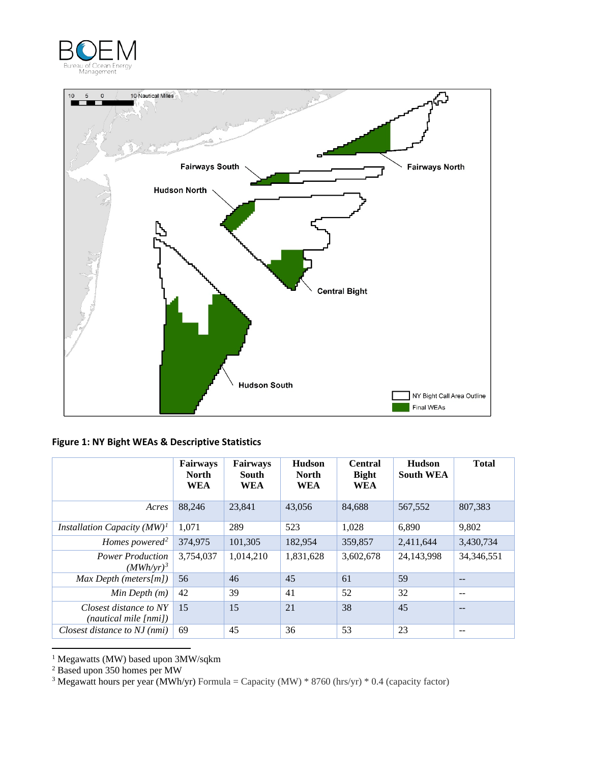BOEM
Bureau of Ocean Energy Management

10 5 0 10 Nautical Miles

Fairways South

Fairways North

Hudson North

Central Bight

Hudson South

NY Bight Call Area Outline

Final WEAs

**Figure 1: NY Bight WEAs & Descriptive Statistics**

| | Fairways North WEA | Fairways South WEA | Hudson North WEA | Central Bight WEA | Hudson South WEA | Total |
|---|---|---|---|---|---|---|
| *Acres* | 88,246 | 23,841 | 43,056 | 84,688 | 567,552 | 807,383 |
| *Installation Capacity (MW)*[1] | 1,071 | 289 | 523 | 1,028 | 6,890 | 9,802 |
| *Homes powered*[2] | 374,975 | 101,305 | 182,954 | 359,857 | 2,411,644 | 3,430,734 |
| *Power Production (MWh/yr)*[3] | 3,754,037 | 1,014,210 | 1,831,628 | 3,602,678 | 24,143,998 | 34,346,551 |
| *Max Depth (meters[m])* | 56 | 46 | 45 | 61 | 59 | -- |
| *Min Depth (m)* | 42 | 39 | 41 | 52 | 32 | -- |
| *Closest distance to NY (nautical mile [nmi])* | 15 | 15 | 21 | 38 | 45 | -- |
| *Closest distance to NJ (nmi)* | 69 | 45 | 36 | 53 | 23 | -- |

[1] Megawatts (MW) based upon 3MW/sqkm

[2] Based upon 350 homes per MW

[3] Megawatt hours per year (MWh/yr) Formula = Capacity (MW) * 8760 (hrs/yr) * 0.4 (capacity factor)